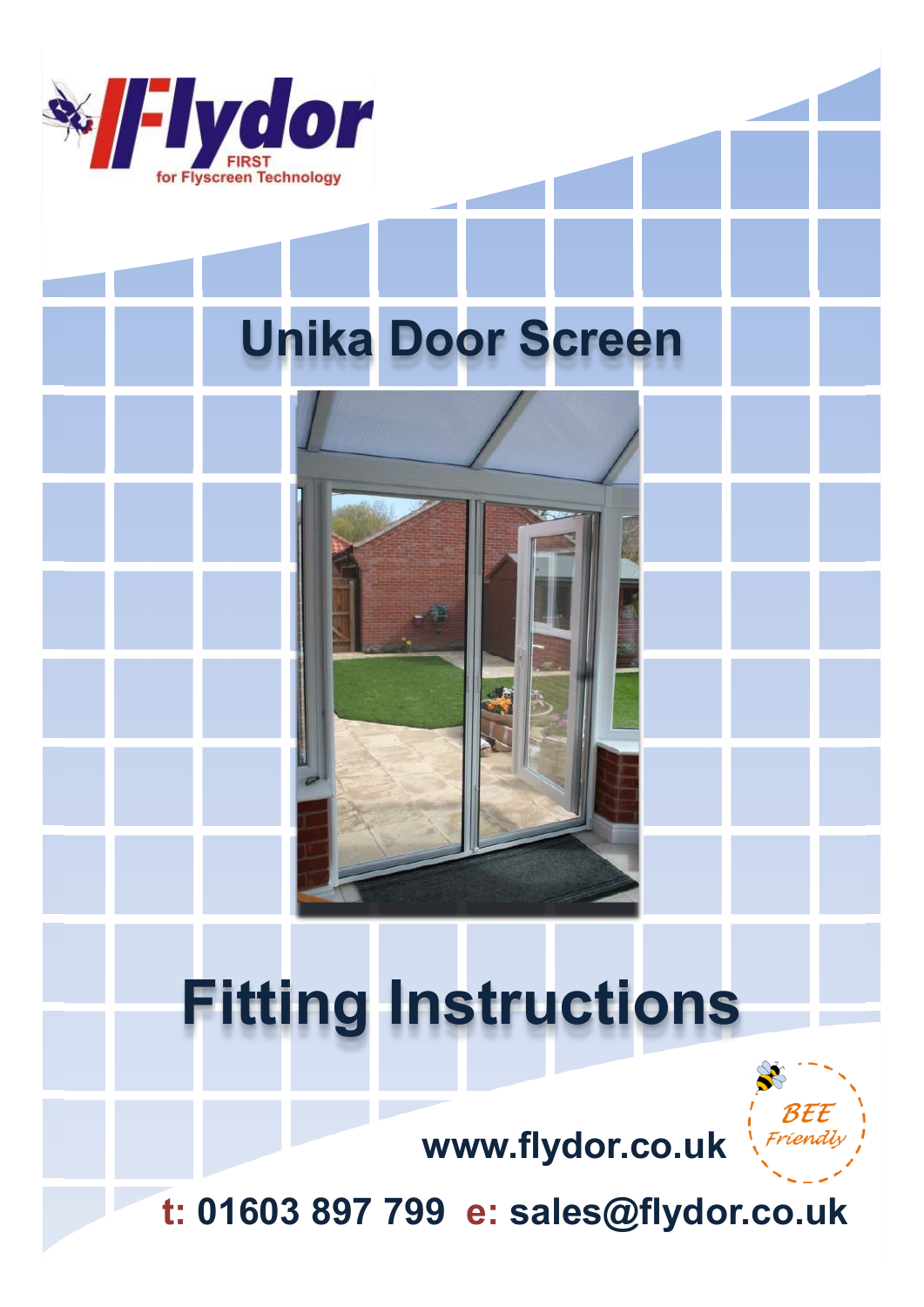Flydor

FIRST for Flyscreen Technology

# Unika Door Screen

# Fitting Instructions

BEE Friendly

www.flydor.co.uk

**t:** 01603 897 799 **e:** sales@flydor.co.uk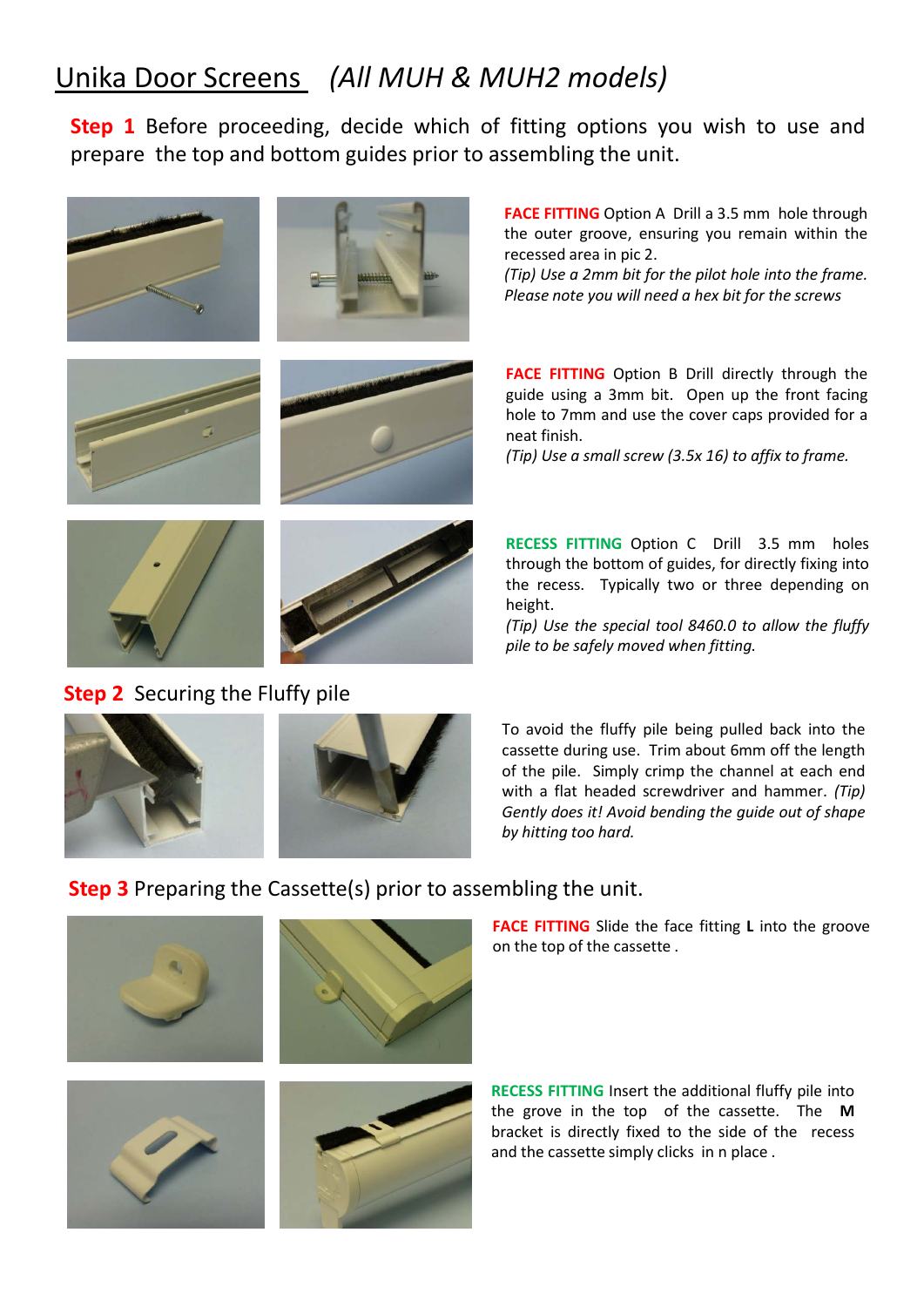# Unika Door Screens *(All MUH & MUH2 models)*

**Step 1** Before proceeding, decide which of fitting options you wish to use and prepare the top and bottom guides prior to assembling the unit.

**FACE FITTING** Option A Drill a 3.5 mm hole through the outer groove, ensuring you remain within the recessed area in pic 2.
*(Tip) Use a 2mm bit for the pilot hole into the frame. Please note you will need a hex bit for the screws*

**FACE FITTING** Option B Drill directly through the guide using a 3mm bit. Open up the front facing hole to 7mm and use the cover caps provided for a neat finish.
*(Tip) Use a small screw (3.5x 16) to affix to frame.*

**RECESS FITTING** Option C Drill 3.5 mm holes through the bottom of guides, for directly fixing into the recess. Typically two or three depending on height.
*(Tip) Use the special tool 8460.0 to allow the fluffy pile to be safely moved when fitting.*

## Step 2 Securing the Fluffy pile

To avoid the fluffy pile being pulled back into the cassette during use. Trim about 6mm off the length of the pile. Simply crimp the channel at each end with a flat headed screwdriver and hammer. *(Tip) Gently does it! Avoid bending the guide out of shape by hitting too hard.*

## Step 3 Preparing the Cassette(s) prior to assembling the unit.

**FACE FITTING** Slide the face fitting **L** into the groove on the top of the cassette .

**RECESS FITTING** Insert the additional fluffy pile into the grove in the top of the cassette. The **M** bracket is directly fixed to the side of the recess and the cassette simply clicks in n place .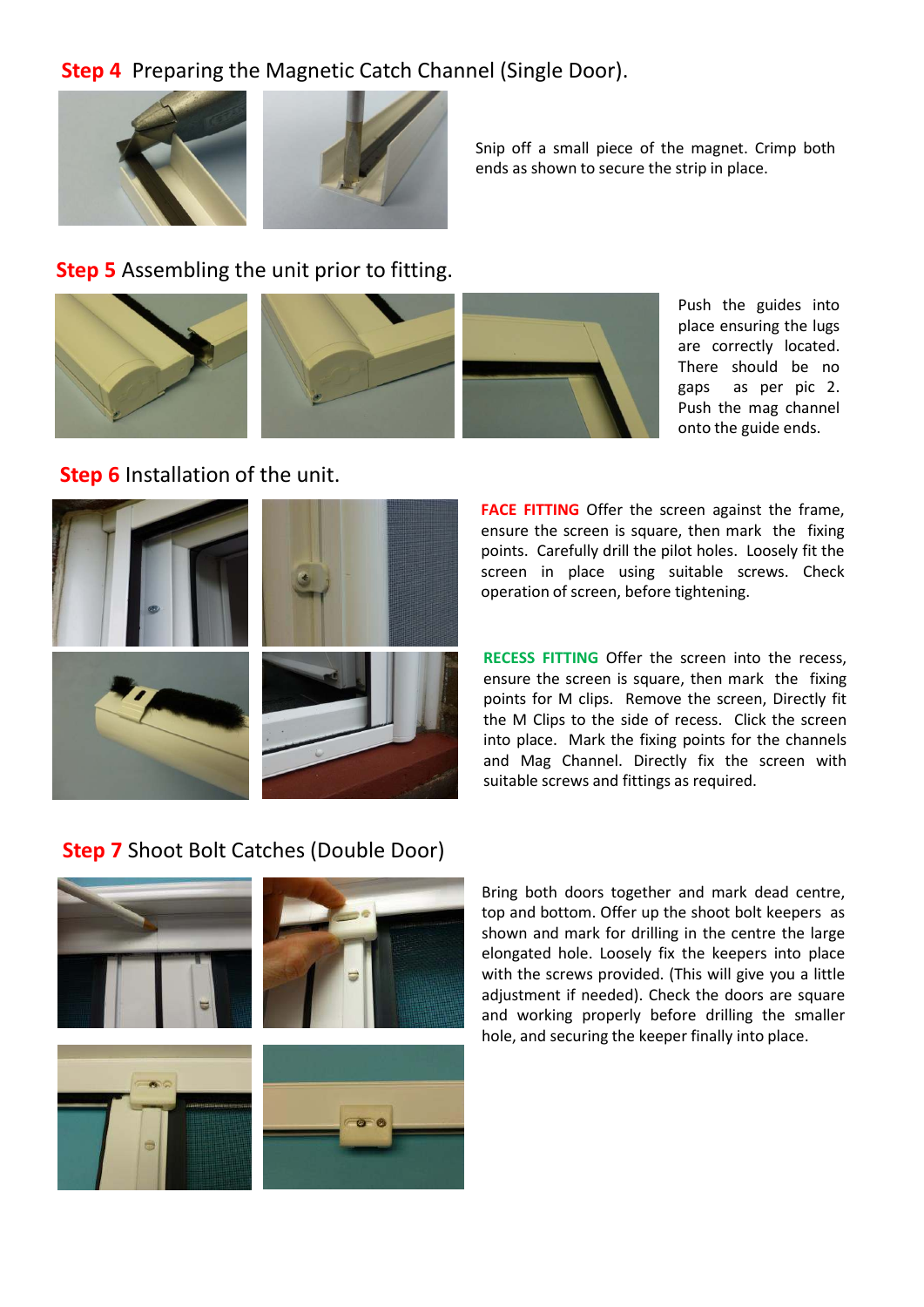## Step 4 Preparing the Magnetic Catch Channel (Single Door).

Snip off a small piece of the magnet. Crimp both ends as shown to secure the strip in place.

## Step 5 Assembling the unit prior to fitting.

Push the guides into place ensuring the lugs are correctly located. There should be no gaps as per pic 2. Push the mag channel onto the guide ends.

## Step 6 Installation of the unit.

**FACE FITTING** Offer the screen against the frame, ensure the screen is square, then mark the fixing points. Carefully drill the pilot holes. Loosely fit the screen in place using suitable screws. Check operation of screen, before tightening.

**RECESS FITTING** Offer the screen into the recess, ensure the screen is square, then mark the fixing points for M clips. Remove the screen, Directly fit the M Clips to the side of recess. Click the screen into place. Mark the fixing points for the channels and Mag Channel. Directly fix the screen with suitable screws and fittings as required.

## Step 7 Shoot Bolt Catches (Double Door)

Bring both doors together and mark dead centre, top and bottom. Offer up the shoot bolt keepers as shown and mark for drilling in the centre the large elongated hole. Loosely fix the keepers into place with the screws provided. (This will give you a little adjustment if needed). Check the doors are square and working properly before drilling the smaller hole, and securing the keeper finally into place.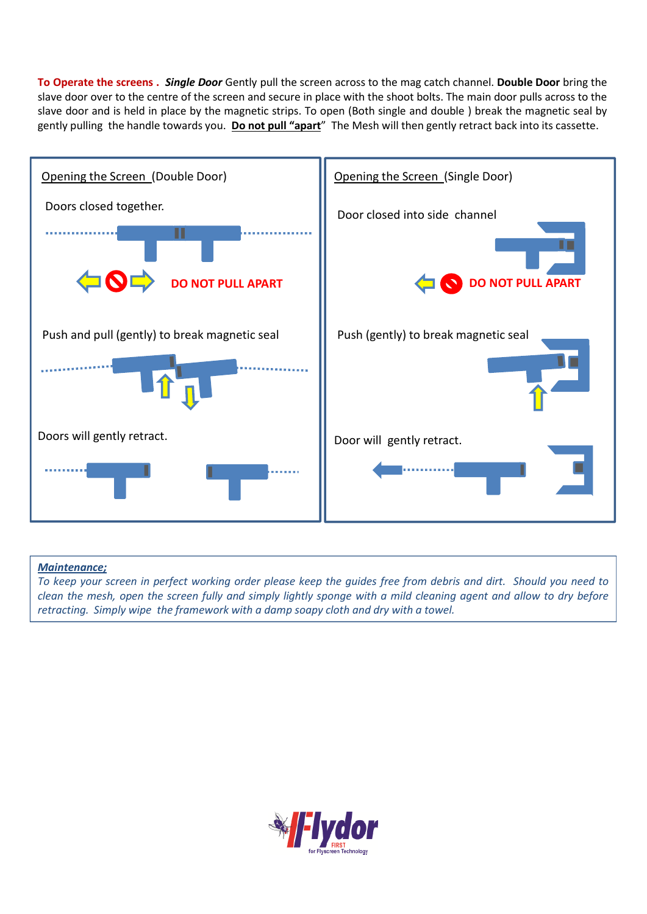**To Operate the screens .** ***Single Door*** Gently pull the screen across to the mag catch channel. **Double Door** bring the slave door over to the centre of the screen and secure in place with the shoot bolts. The main door pulls across to the slave door and is held in place by the magnetic strips. To open (Both single and double ) break the magnetic seal by gently pulling the handle towards you. **Do not pull "apart**" The Mesh will then gently retract back into its cassette.

Opening the Screen (Double Door)

Doors closed together.

DO NOT PULL APART

Push and pull (gently) to break magnetic seal

Doors will gently retract.

Opening the Screen (Single Door)

Door closed into side channel

DO NOT PULL APART

Push (gently) to break magnetic seal

Door will gently retract.

***Maintenance;***

*To keep your screen in perfect working order please keep the guides free from debris and dirt. Should you need to clean the mesh, open the screen fully and simply lightly sponge with a mild cleaning agent and allow to dry before retracting. Simply wipe the framework with a damp soapy cloth and dry with a towel.*

Flydor FIRST for Flyscreen Technology